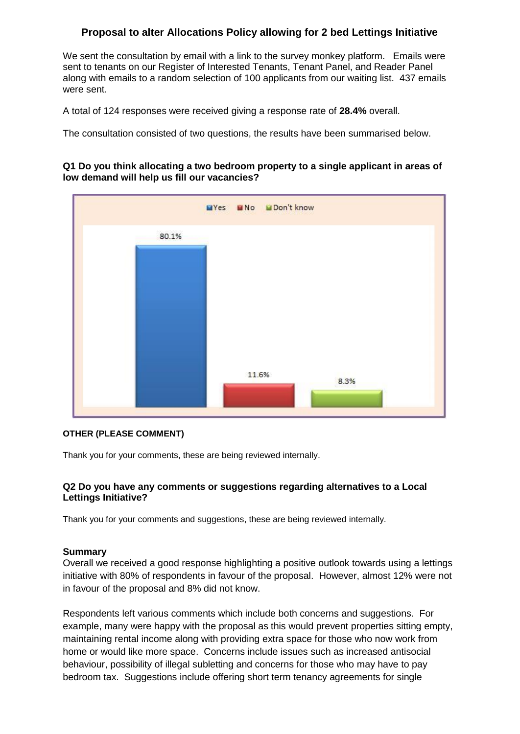# Proposal to alter Allocations Policy allowing for 2 bed Lettings Initiative

We sent the consultation by email with a link to the survey monkey platform. Emails were sent to tenants on our Register of Interested Tenants, Tenant Panel, and Reader Panel along with emails to a random selection of 100 applicants from our waiting list. 437 emails were sent.

A total of 124 responses were received giving a response rate of **28.4%** overall.

The consultation consisted of two questions, the results have been summarised below.

**Q1 Do you think allocating a two bedroom property to a single applicant in areas of low demand will help us fill our vacancies?**

| Response | Percentage |
|---|---|
| Yes | 80.1% |
| No | 11.6% |
| Don't know | 8.3% |

**OTHER (PLEASE COMMENT)**

Thank you for your comments, these are being reviewed internally.

**Q2 Do you have any comments or suggestions regarding alternatives to a Local Lettings Initiative?**

Thank you for your comments and suggestions, these are being reviewed internally.

**Summary**

Overall we received a good response highlighting a positive outlook towards using a lettings initiative with 80% of respondents in favour of the proposal. However, almost 12% were not in favour of the proposal and 8% did not know.

Respondents left various comments which include both concerns and suggestions. For example, many were happy with the proposal as this would prevent properties sitting empty, maintaining rental income along with providing extra space for those who now work from home or would like more space. Concerns include issues such as increased antisocial behaviour, possibility of illegal subletting and concerns for those who may have to pay bedroom tax. Suggestions include offering short term tenancy agreements for single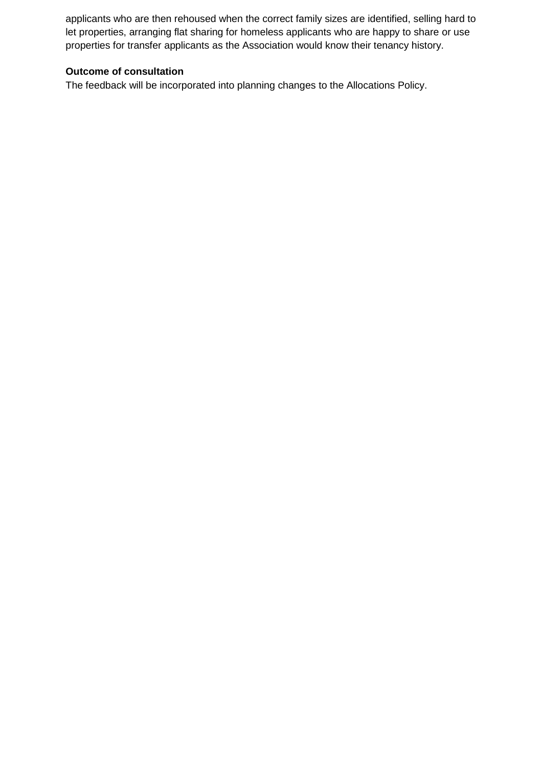applicants who are then rehoused when the correct family sizes are identified, selling hard to let properties, arranging flat sharing for homeless applicants who are happy to share or use properties for transfer applicants as the Association would know their tenancy history.

**Outcome of consultation**

The feedback will be incorporated into planning changes to the Allocations Policy.